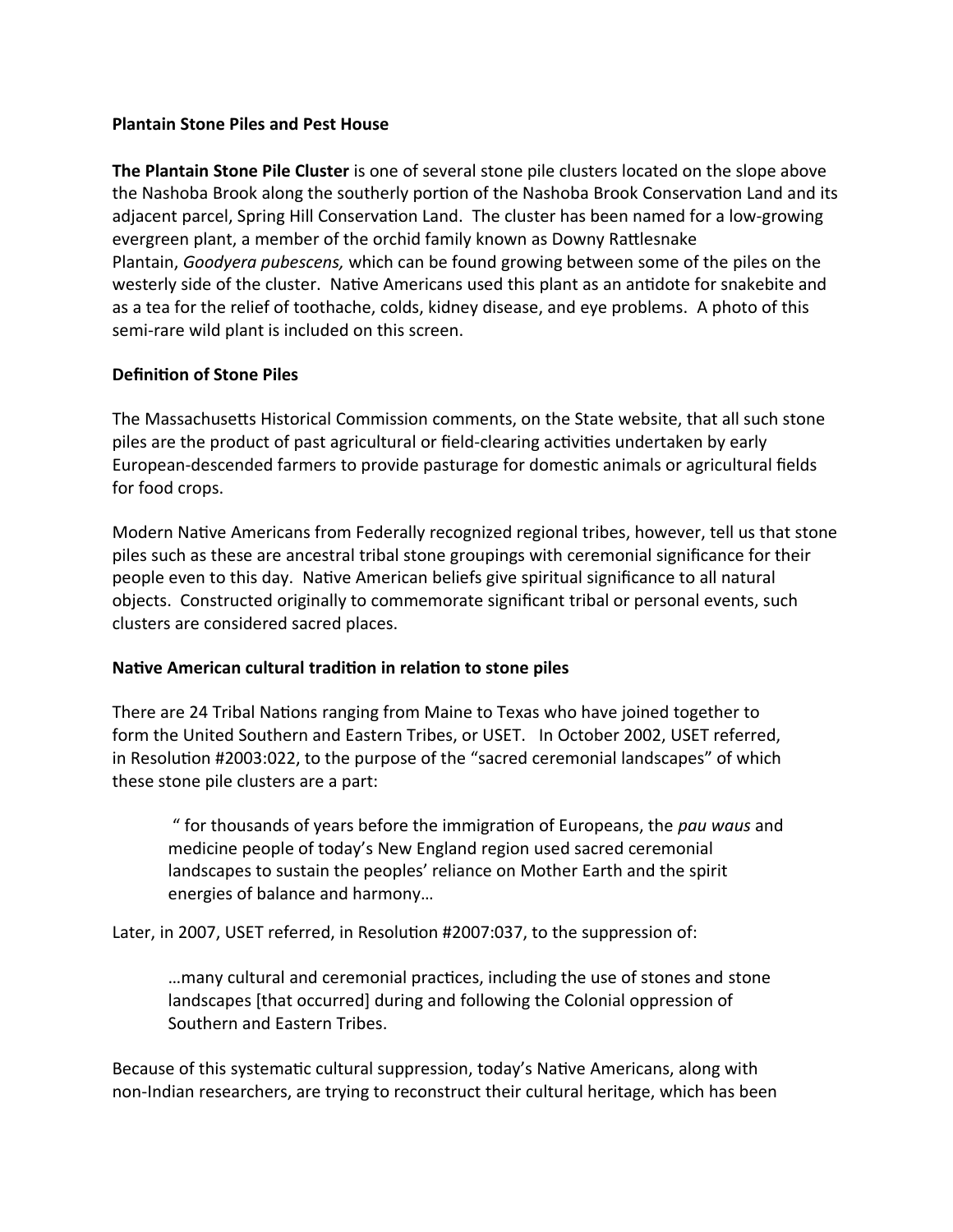**Plantain Stone Piles and Pest House**

**The Plantain Stone Pile Cluster** is one of several stone pile clusters located on the slope above the Nashoba Brook along the southerly portion of the Nashoba Brook Conservation Land and its adjacent parcel, Spring Hill Conservation Land. The cluster has been named for a low-growing evergreen plant, a member of the orchid family known as Downy Rattlesnake Plantain, *Goodyera pubescens,* which can be found growing between some of the piles on the westerly side of the cluster. Native Americans used this plant as an antidote for snakebite and as a tea for the relief of toothache, colds, kidney disease, and eye problems. A photo of this semi-rare wild plant is included on this screen.

**Definition of Stone Piles**

The Massachusetts Historical Commission comments, on the State website, that all such stone piles are the product of past agricultural or field-clearing activities undertaken by early European-descended farmers to provide pasturage for domestic animals or agricultural fields for food crops.

Modern Native Americans from Federally recognized regional tribes, however, tell us that stone piles such as these are ancestral tribal stone groupings with ceremonial significance for their people even to this day. Native American beliefs give spiritual significance to all natural objects. Constructed originally to commemorate significant tribal or personal events, such clusters are considered sacred places.

**Native American cultural tradition in relation to stone piles**

There are 24 Tribal Nations ranging from Maine to Texas who have joined together to form the United Southern and Eastern Tribes, or USET. In October 2002, USET referred, in Resolution #2003:022, to the purpose of the "sacred ceremonial landscapes" of which these stone pile clusters are a part:

> " for thousands of years before the immigration of Europeans, the *pau waus* and medicine people of today's New England region used sacred ceremonial landscapes to sustain the peoples' reliance on Mother Earth and the spirit energies of balance and harmony…

Later, in 2007, USET referred, in Resolution #2007:037, to the suppression of:

> …many cultural and ceremonial practices, including the use of stones and stone landscapes [that occurred] during and following the Colonial oppression of Southern and Eastern Tribes.

Because of this systematic cultural suppression, today's Native Americans, along with non-Indian researchers, are trying to reconstruct their cultural heritage, which has been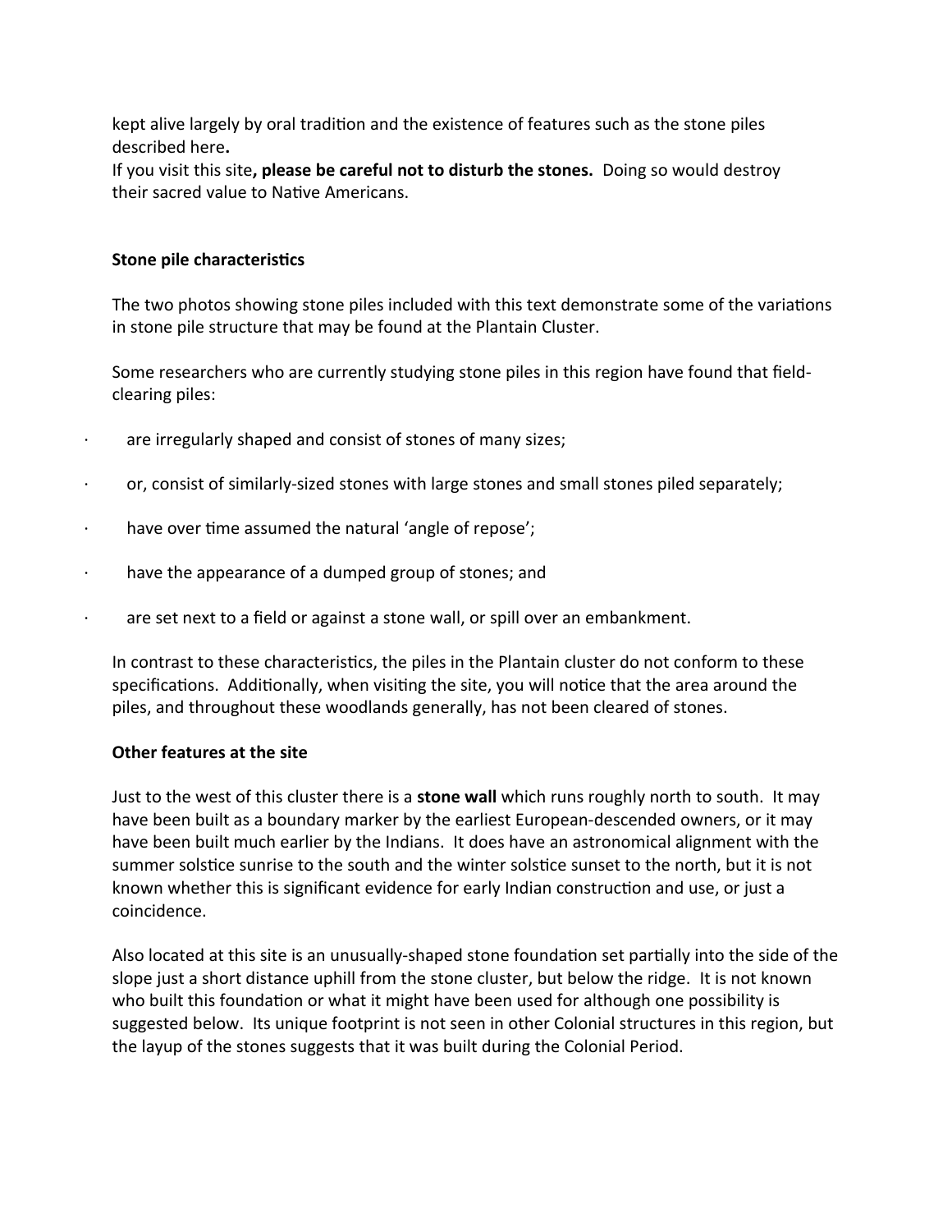kept alive largely by oral tradition and the existence of features such as the stone piles described here**.**

If you visit this site**, please be careful not to disturb the stones.** Doing so would destroy their sacred value to Native Americans.

**Stone pile characteristics**

The two photos showing stone piles included with this text demonstrate some of the variations in stone pile structure that may be found at the Plantain Cluster.

Some researchers who are currently studying stone piles in this region have found that field-clearing piles:

- are irregularly shaped and consist of stones of many sizes;
- or, consist of similarly-sized stones with large stones and small stones piled separately;
- have over time assumed the natural 'angle of repose';
- have the appearance of a dumped group of stones; and
- are set next to a field or against a stone wall, or spill over an embankment.

In contrast to these characteristics, the piles in the Plantain cluster do not conform to these specifications. Additionally, when visiting the site, you will notice that the area around the piles, and throughout these woodlands generally, has not been cleared of stones.

**Other features at the site**

Just to the west of this cluster there is a **stone wall** which runs roughly north to south. It may have been built as a boundary marker by the earliest European-descended owners, or it may have been built much earlier by the Indians. It does have an astronomical alignment with the summer solstice sunrise to the south and the winter solstice sunset to the north, but it is not known whether this is significant evidence for early Indian construction and use, or just a coincidence.

Also located at this site is an unusually-shaped stone foundation set partially into the side of the slope just a short distance uphill from the stone cluster, but below the ridge. It is not known who built this foundation or what it might have been used for although one possibility is suggested below. Its unique footprint is not seen in other Colonial structures in this region, but the layup of the stones suggests that it was built during the Colonial Period.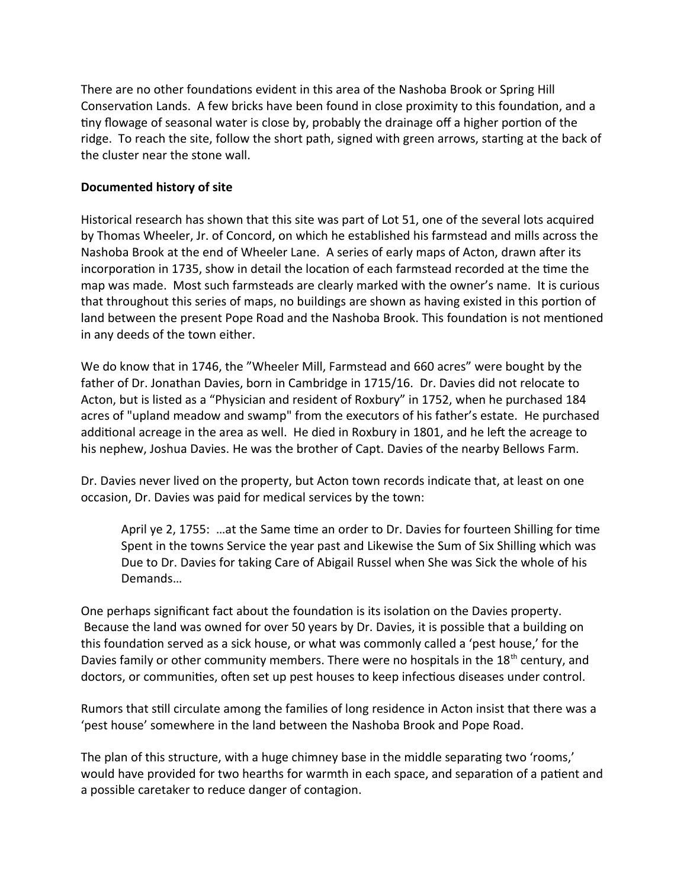There are no other foundations evident in this area of the Nashoba Brook or Spring Hill Conservation Lands. A few bricks have been found in close proximity to this foundation, and a tiny flowage of seasonal water is close by, probably the drainage off a higher portion of the ridge. To reach the site, follow the short path, signed with green arrows, starting at the back of the cluster near the stone wall.

**Documented history of site**

Historical research has shown that this site was part of Lot 51, one of the several lots acquired by Thomas Wheeler, Jr. of Concord, on which he established his farmstead and mills across the Nashoba Brook at the end of Wheeler Lane. A series of early maps of Acton, drawn after its incorporation in 1735, show in detail the location of each farmstead recorded at the time the map was made. Most such farmsteads are clearly marked with the owner's name. It is curious that throughout this series of maps, no buildings are shown as having existed in this portion of land between the present Pope Road and the Nashoba Brook. This foundation is not mentioned in any deeds of the town either.

We do know that in 1746, the "Wheeler Mill, Farmstead and 660 acres" were bought by the father of Dr. Jonathan Davies, born in Cambridge in 1715/16. Dr. Davies did not relocate to Acton, but is listed as a "Physician and resident of Roxbury" in 1752, when he purchased 184 acres of "upland meadow and swamp" from the executors of his father's estate. He purchased additional acreage in the area as well. He died in Roxbury in 1801, and he left the acreage to his nephew, Joshua Davies. He was the brother of Capt. Davies of the nearby Bellows Farm.

Dr. Davies never lived on the property, but Acton town records indicate that, at least on one occasion, Dr. Davies was paid for medical services by the town:

> April ye 2, 1755: …at the Same time an order to Dr. Davies for fourteen Shilling for time Spent in the towns Service the year past and Likewise the Sum of Six Shilling which was Due to Dr. Davies for taking Care of Abigail Russel when She was Sick the whole of his Demands…

One perhaps significant fact about the foundation is its isolation on the Davies property. Because the land was owned for over 50 years by Dr. Davies, it is possible that a building on this foundation served as a sick house, or what was commonly called a 'pest house,' for the Davies family or other community members. There were no hospitals in the 18th century, and doctors, or communities, often set up pest houses to keep infectious diseases under control.

Rumors that still circulate among the families of long residence in Acton insist that there was a 'pest house' somewhere in the land between the Nashoba Brook and Pope Road.

The plan of this structure, with a huge chimney base in the middle separating two 'rooms,' would have provided for two hearths for warmth in each space, and separation of a patient and a possible caretaker to reduce danger of contagion.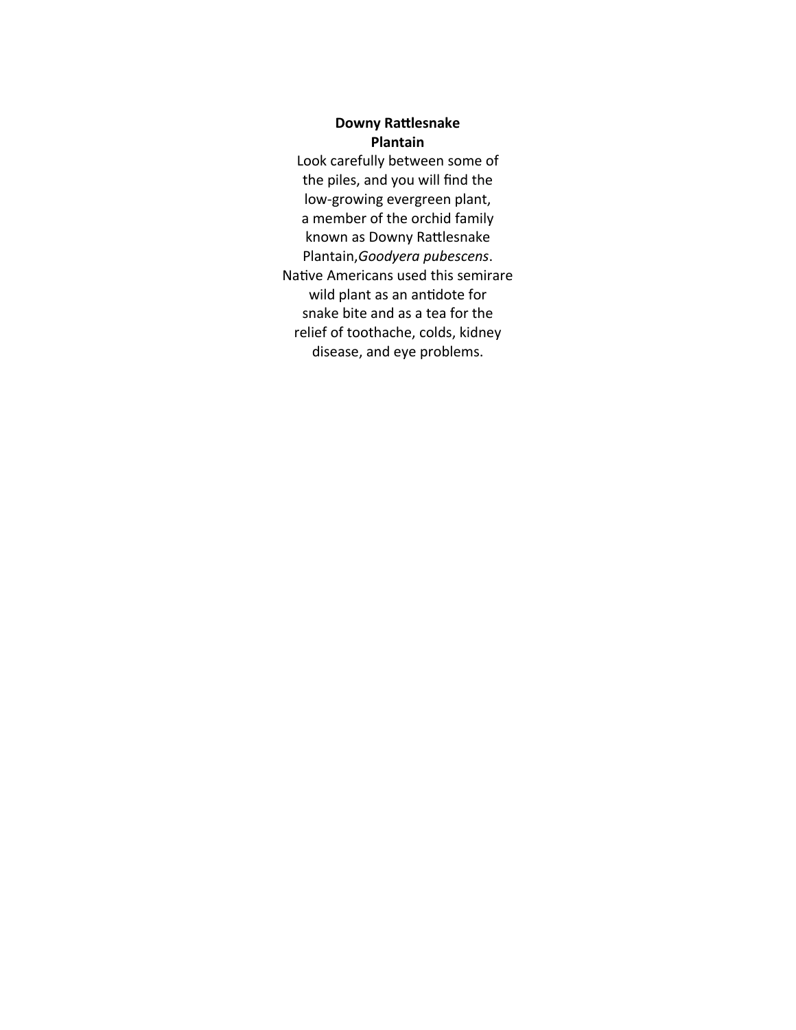**Downy Rattlesnake Plantain**

Look carefully between some of the piles, and you will find the low-growing evergreen plant, a member of the orchid family known as Downy Rattlesnake Plantain,*Goodyera pubescens*. Native Americans used this semirare wild plant as an antidote for snake bite and as a tea for the relief of toothache, colds, kidney disease, and eye problems.